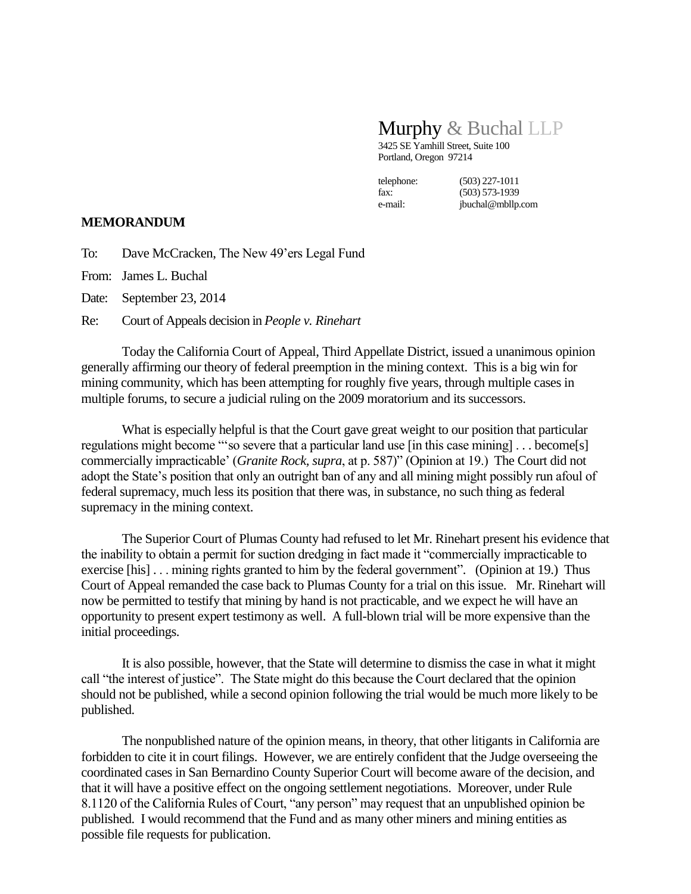Murphy & Buchal LLP
3425 SE Yamhill Street, Suite 100
Portland, Oregon 97214

telephone: (503) 227-1011
fax: (503) 573-1939
e-mail: jbuchal@mbllp.com

**MEMORANDUM**

To: Dave McCracken, The New 49'ers Legal Fund

From: James L. Buchal

Date: September 23, 2014

Re: Court of Appeals decision in *People v. Rinehart*

Today the California Court of Appeal, Third Appellate District, issued a unanimous opinion generally affirming our theory of federal preemption in the mining context. This is a big win for mining community, which has been attempting for roughly five years, through multiple cases in multiple forums, to secure a judicial ruling on the 2009 moratorium and its successors.

What is especially helpful is that the Court gave great weight to our position that particular regulations might become "'so severe that a particular land use [in this case mining] . . . become[s] commercially impracticable' (*Granite Rock, supra*, at p. 587)" (Opinion at 19.) The Court did not adopt the State's position that only an outright ban of any and all mining might possibly run afoul of federal supremacy, much less its position that there was, in substance, no such thing as federal supremacy in the mining context.

The Superior Court of Plumas County had refused to let Mr. Rinehart present his evidence that the inability to obtain a permit for suction dredging in fact made it "commercially impracticable to exercise [his] . . . mining rights granted to him by the federal government". (Opinion at 19.) Thus Court of Appeal remanded the case back to Plumas County for a trial on this issue. Mr. Rinehart will now be permitted to testify that mining by hand is not practicable, and we expect he will have an opportunity to present expert testimony as well. A full-blown trial will be more expensive than the initial proceedings.

It is also possible, however, that the State will determine to dismiss the case in what it might call "the interest of justice". The State might do this because the Court declared that the opinion should not be published, while a second opinion following the trial would be much more likely to be published.

The nonpublished nature of the opinion means, in theory, that other litigants in California are forbidden to cite it in court filings. However, we are entirely confident that the Judge overseeing the coordinated cases in San Bernardino County Superior Court will become aware of the decision, and that it will have a positive effect on the ongoing settlement negotiations. Moreover, under Rule 8.1120 of the California Rules of Court, "any person" may request that an unpublished opinion be published. I would recommend that the Fund and as many other miners and mining entities as possible file requests for publication.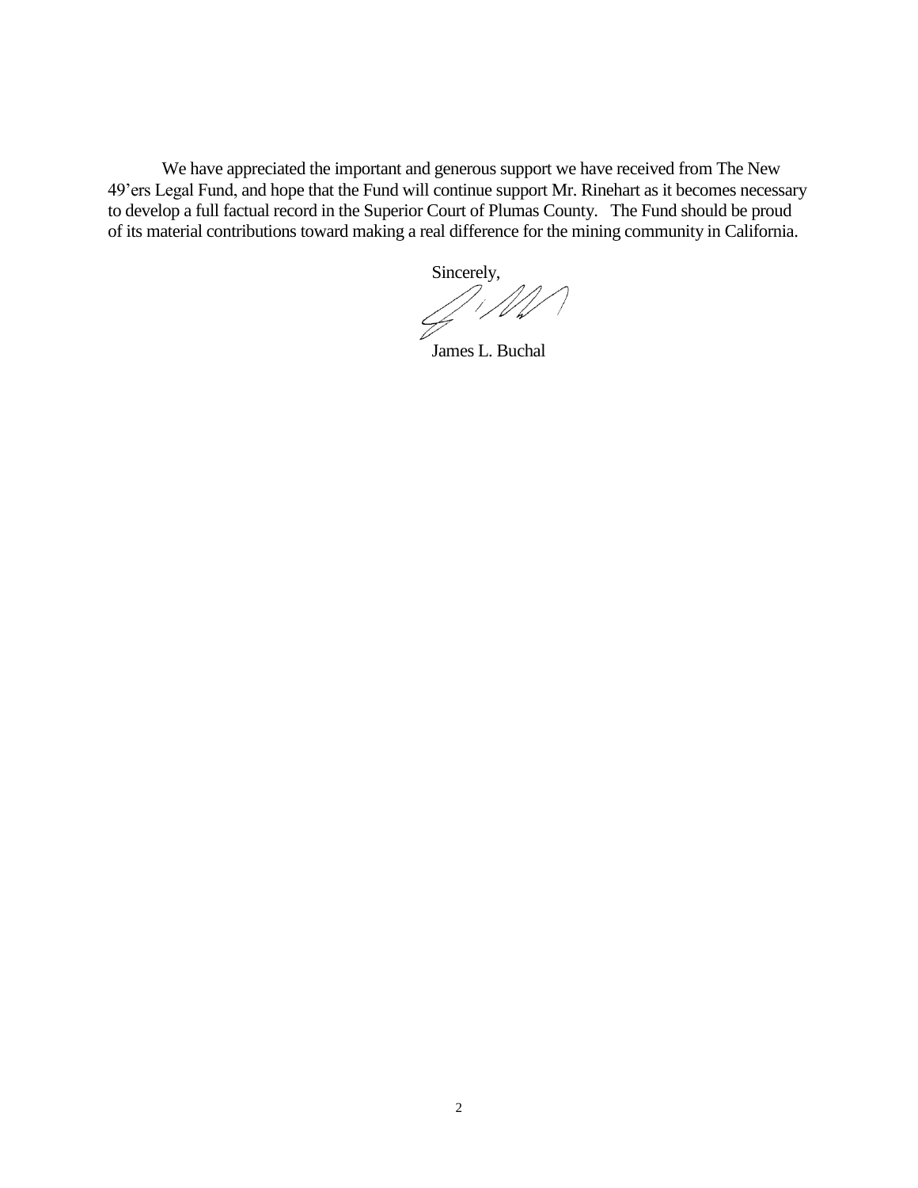We have appreciated the important and generous support we have received from The New 49'ers Legal Fund, and hope that the Fund will continue support Mr. Rinehart as it becomes necessary to develop a full factual record in the Superior Court of Plumas County. The Fund should be proud of its material contributions toward making a real difference for the mining community in California.

Sincerely,

James L. Buchal